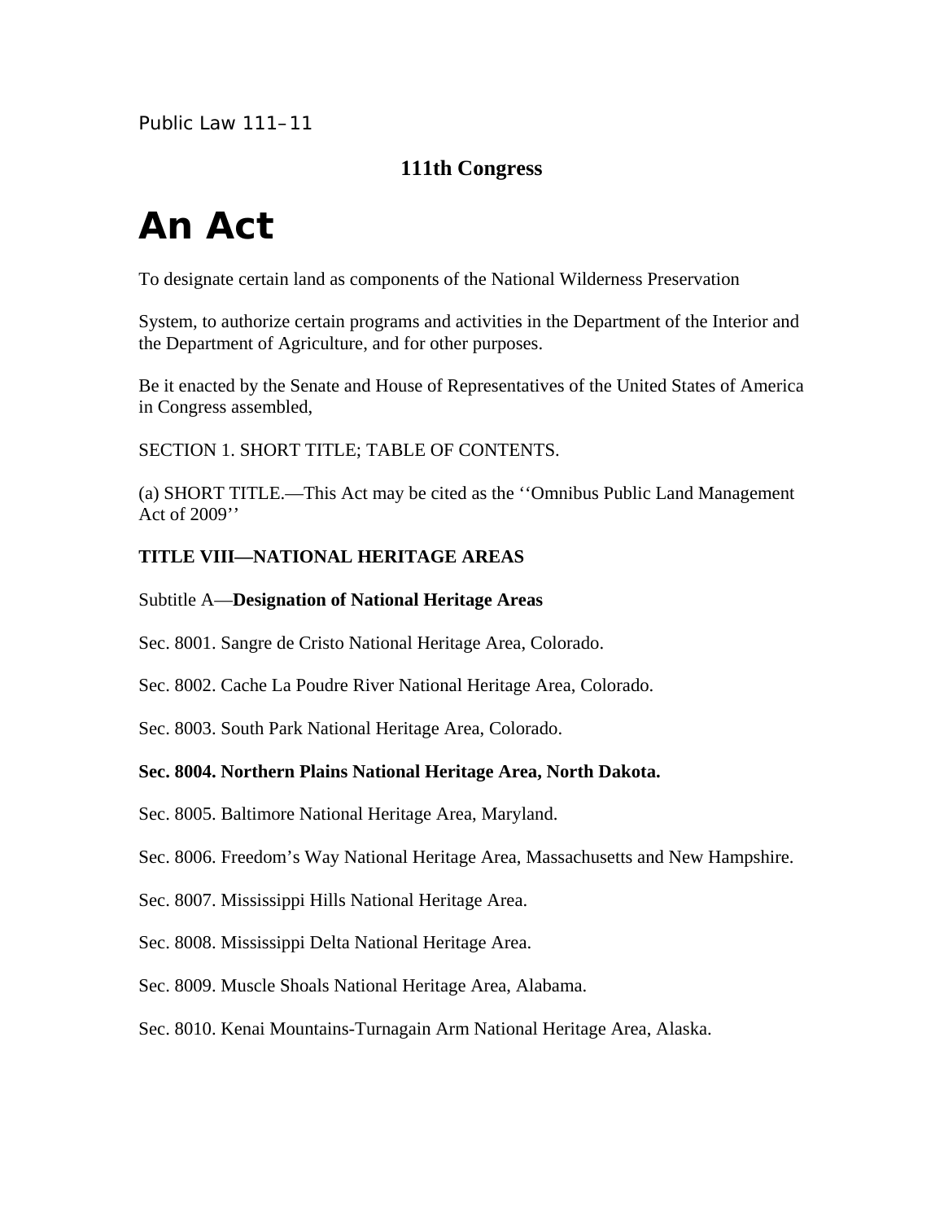Public Law 111–11

**111th Congress**

# An Act

To designate certain land as components of the National Wilderness Preservation

System, to authorize certain programs and activities in the Department of the Interior and the Department of Agriculture, and for other purposes.

Be it enacted by the Senate and House of Representatives of the United States of America in Congress assembled,

SECTION 1. SHORT TITLE; TABLE OF CONTENTS.

(a) SHORT TITLE.—This Act may be cited as the ''Omnibus Public Land Management Act of 2009''

**TITLE VIII—NATIONAL HERITAGE AREAS**

Subtitle A—**Designation of National Heritage Areas**

Sec. 8001. Sangre de Cristo National Heritage Area, Colorado.

Sec. 8002. Cache La Poudre River National Heritage Area, Colorado.

Sec. 8003. South Park National Heritage Area, Colorado.

**Sec. 8004. Northern Plains National Heritage Area, North Dakota.**

Sec. 8005. Baltimore National Heritage Area, Maryland.

Sec. 8006. Freedom's Way National Heritage Area, Massachusetts and New Hampshire.

Sec. 8007. Mississippi Hills National Heritage Area.

Sec. 8008. Mississippi Delta National Heritage Area.

Sec. 8009. Muscle Shoals National Heritage Area, Alabama.

Sec. 8010. Kenai Mountains-Turnagain Arm National Heritage Area, Alaska.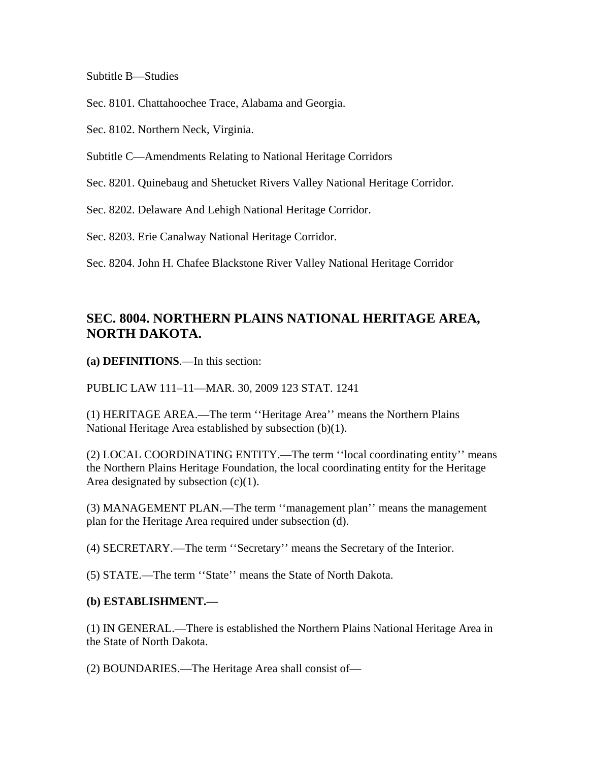Subtitle B—Studies

Sec. 8101. Chattahoochee Trace, Alabama and Georgia.

Sec. 8102. Northern Neck, Virginia.

Subtitle C—Amendments Relating to National Heritage Corridors

Sec. 8201. Quinebaug and Shetucket Rivers Valley National Heritage Corridor.

Sec. 8202. Delaware And Lehigh National Heritage Corridor.

Sec. 8203. Erie Canalway National Heritage Corridor.

Sec. 8204. John H. Chafee Blackstone River Valley National Heritage Corridor

## SEC. 8004. NORTHERN PLAINS NATIONAL HERITAGE AREA, NORTH DAKOTA.

**(a) DEFINITIONS**.—In this section:

PUBLIC LAW 111–11—MAR. 30, 2009 123 STAT. 1241

(1) HERITAGE AREA.—The term ''Heritage Area'' means the Northern Plains National Heritage Area established by subsection (b)(1).

(2) LOCAL COORDINATING ENTITY.—The term ''local coordinating entity'' means the Northern Plains Heritage Foundation, the local coordinating entity for the Heritage Area designated by subsection (c)(1).

(3) MANAGEMENT PLAN.—The term ''management plan'' means the management plan for the Heritage Area required under subsection (d).

(4) SECRETARY.—The term ''Secretary'' means the Secretary of the Interior.

(5) STATE.—The term ''State'' means the State of North Dakota.

**(b) ESTABLISHMENT.—**

(1) IN GENERAL.—There is established the Northern Plains National Heritage Area in the State of North Dakota.

(2) BOUNDARIES.—The Heritage Area shall consist of—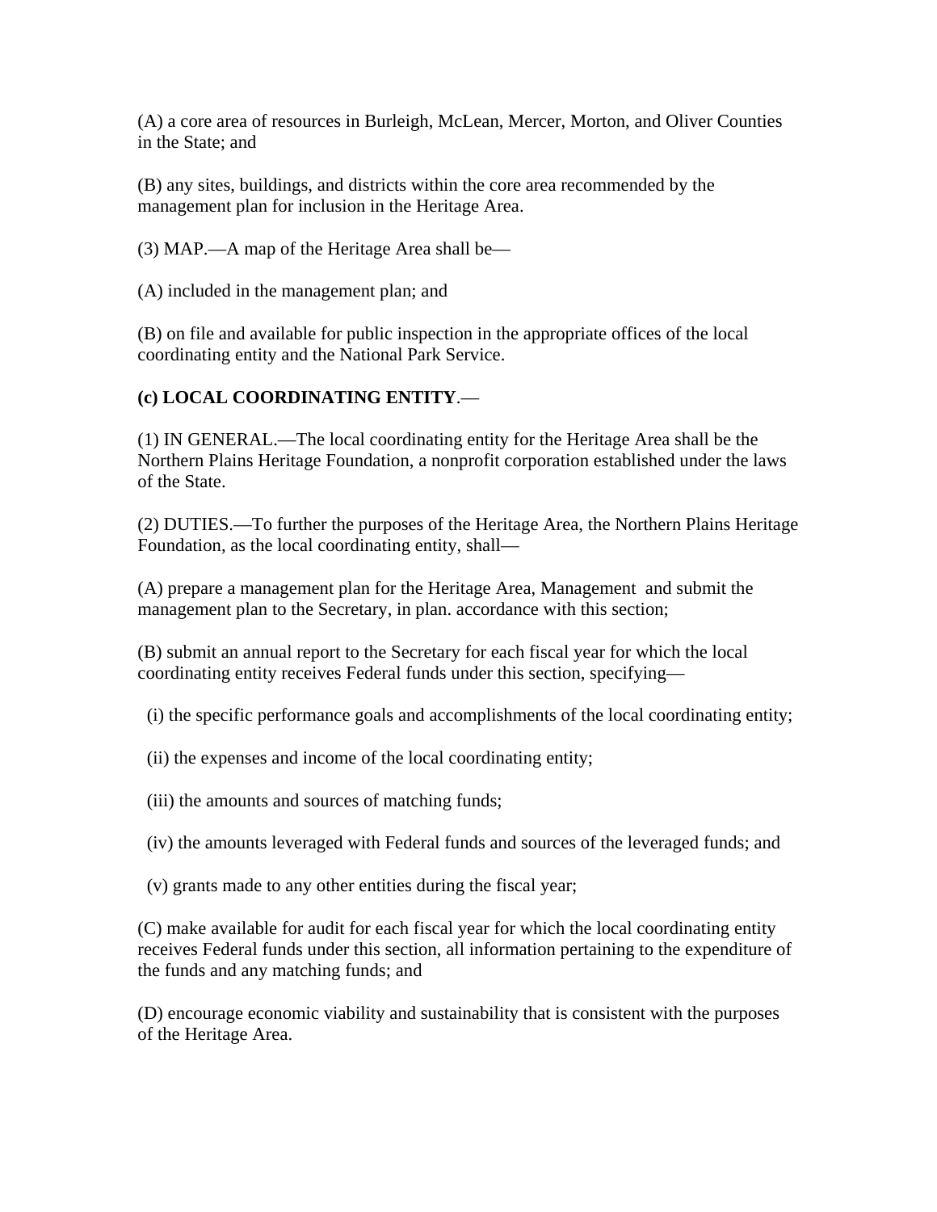(A) a core area of resources in Burleigh, McLean, Mercer, Morton, and Oliver Counties in the State; and

(B) any sites, buildings, and districts within the core area recommended by the management plan for inclusion in the Heritage Area.

(3) MAP.—A map of the Heritage Area shall be—

(A) included in the management plan; and

(B) on file and available for public inspection in the appropriate offices of the local coordinating entity and the National Park Service.

**(c) LOCAL COORDINATING ENTITY**.—

(1) IN GENERAL.—The local coordinating entity for the Heritage Area shall be the Northern Plains Heritage Foundation, a nonprofit corporation established under the laws of the State.

(2) DUTIES.—To further the purposes of the Heritage Area, the Northern Plains Heritage Foundation, as the local coordinating entity, shall—

(A) prepare a management plan for the Heritage Area, Management and submit the management plan to the Secretary, in plan. accordance with this section;

(B) submit an annual report to the Secretary for each fiscal year for which the local coordinating entity receives Federal funds under this section, specifying—

(i) the specific performance goals and accomplishments of the local coordinating entity;

(ii) the expenses and income of the local coordinating entity;

(iii) the amounts and sources of matching funds;

(iv) the amounts leveraged with Federal funds and sources of the leveraged funds; and

(v) grants made to any other entities during the fiscal year;

(C) make available for audit for each fiscal year for which the local coordinating entity receives Federal funds under this section, all information pertaining to the expenditure of the funds and any matching funds; and

(D) encourage economic viability and sustainability that is consistent with the purposes of the Heritage Area.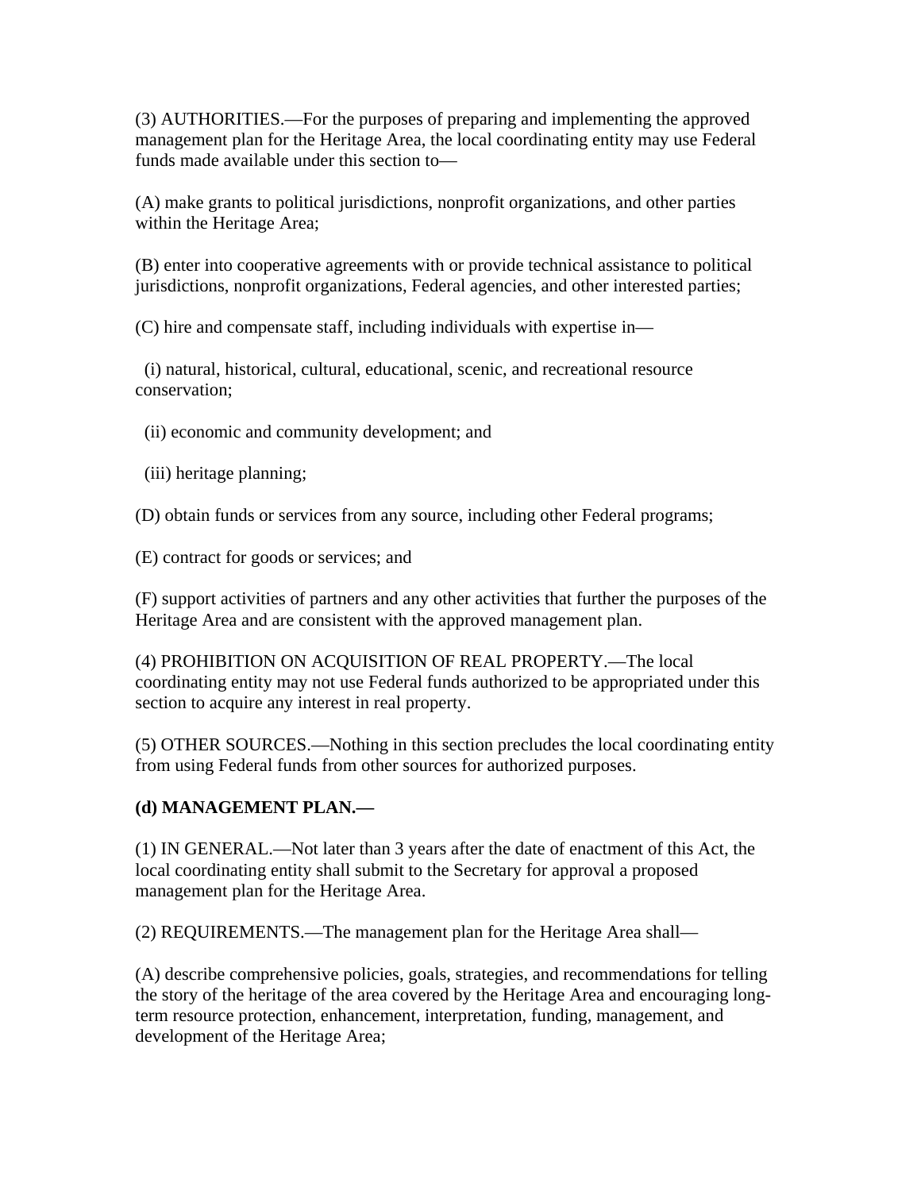(3) AUTHORITIES.—For the purposes of preparing and implementing the approved management plan for the Heritage Area, the local coordinating entity may use Federal funds made available under this section to—

(A) make grants to political jurisdictions, nonprofit organizations, and other parties within the Heritage Area;

(B) enter into cooperative agreements with or provide technical assistance to political jurisdictions, nonprofit organizations, Federal agencies, and other interested parties;

(C) hire and compensate staff, including individuals with expertise in—

(i) natural, historical, cultural, educational, scenic, and recreational resource conservation;

(ii) economic and community development; and

(iii) heritage planning;

(D) obtain funds or services from any source, including other Federal programs;

(E) contract for goods or services; and

(F) support activities of partners and any other activities that further the purposes of the Heritage Area and are consistent with the approved management plan.

(4) PROHIBITION ON ACQUISITION OF REAL PROPERTY.—The local coordinating entity may not use Federal funds authorized to be appropriated under this section to acquire any interest in real property.

(5) OTHER SOURCES.—Nothing in this section precludes the local coordinating entity from using Federal funds from other sources for authorized purposes.

**(d) MANAGEMENT PLAN.—**

(1) IN GENERAL.—Not later than 3 years after the date of enactment of this Act, the local coordinating entity shall submit to the Secretary for approval a proposed management plan for the Heritage Area.

(2) REQUIREMENTS.—The management plan for the Heritage Area shall—

(A) describe comprehensive policies, goals, strategies, and recommendations for telling the story of the heritage of the area covered by the Heritage Area and encouraging long-term resource protection, enhancement, interpretation, funding, management, and development of the Heritage Area;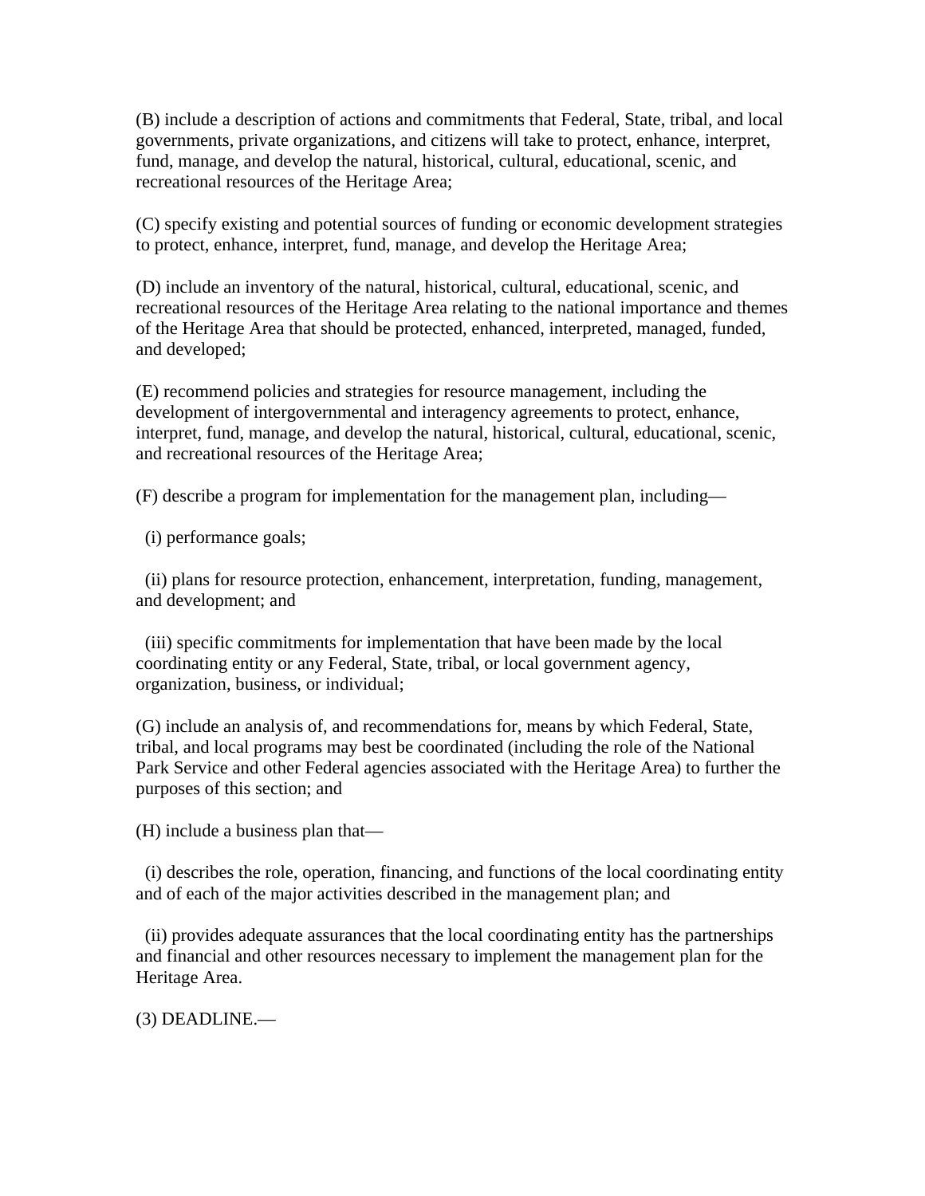(B) include a description of actions and commitments that Federal, State, tribal, and local governments, private organizations, and citizens will take to protect, enhance, interpret, fund, manage, and develop the natural, historical, cultural, educational, scenic, and recreational resources of the Heritage Area;

(C) specify existing and potential sources of funding or economic development strategies to protect, enhance, interpret, fund, manage, and develop the Heritage Area;

(D) include an inventory of the natural, historical, cultural, educational, scenic, and recreational resources of the Heritage Area relating to the national importance and themes of the Heritage Area that should be protected, enhanced, interpreted, managed, funded, and developed;

(E) recommend policies and strategies for resource management, including the development of intergovernmental and interagency agreements to protect, enhance, interpret, fund, manage, and develop the natural, historical, cultural, educational, scenic, and recreational resources of the Heritage Area;

(F) describe a program for implementation for the management plan, including—

(i) performance goals;

(ii) plans for resource protection, enhancement, interpretation, funding, management, and development; and

(iii) specific commitments for implementation that have been made by the local coordinating entity or any Federal, State, tribal, or local government agency, organization, business, or individual;

(G) include an analysis of, and recommendations for, means by which Federal, State, tribal, and local programs may best be coordinated (including the role of the National Park Service and other Federal agencies associated with the Heritage Area) to further the purposes of this section; and

(H) include a business plan that—

(i) describes the role, operation, financing, and functions of the local coordinating entity and of each of the major activities described in the management plan; and

(ii) provides adequate assurances that the local coordinating entity has the partnerships and financial and other resources necessary to implement the management plan for the Heritage Area.

(3) DEADLINE.—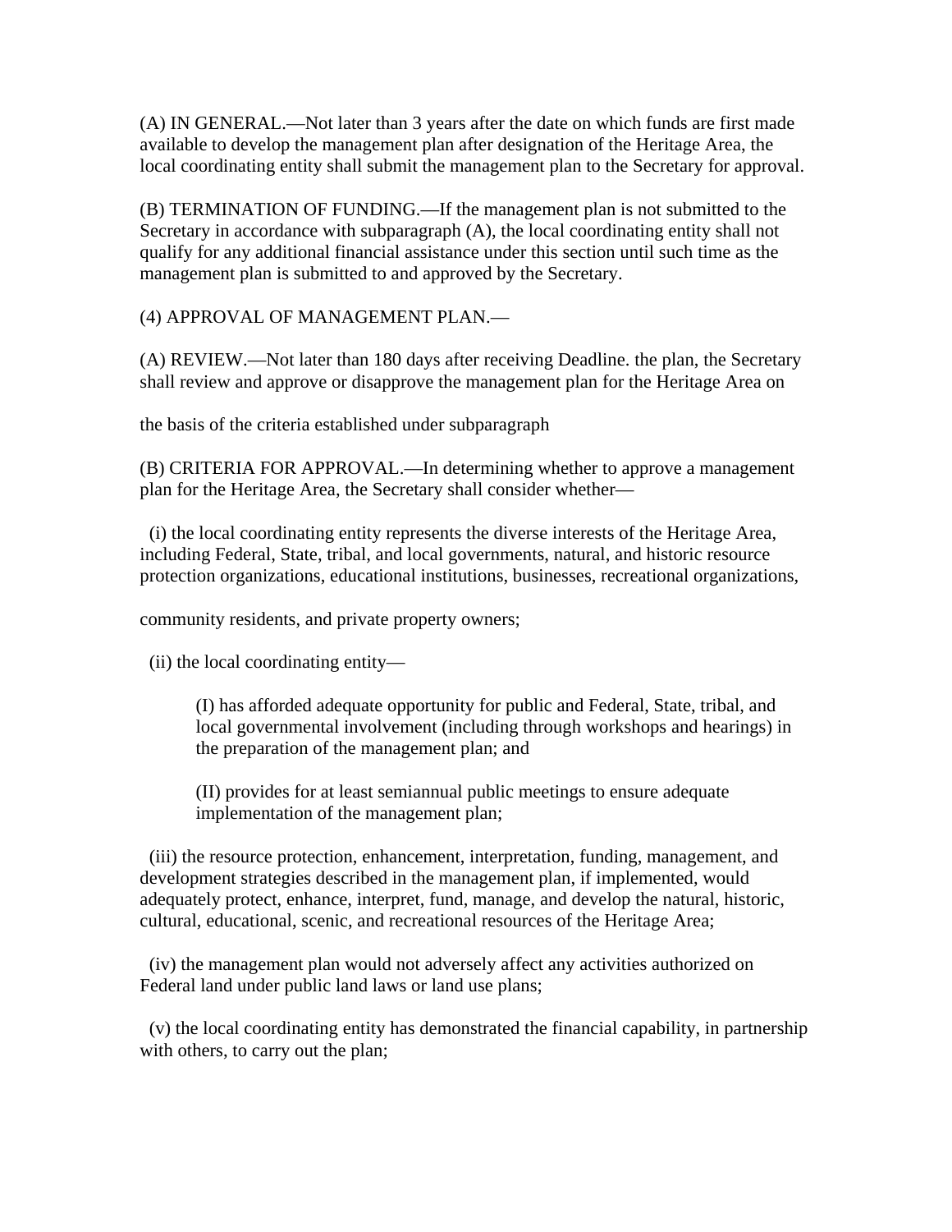(A) IN GENERAL.—Not later than 3 years after the date on which funds are first made available to develop the management plan after designation of the Heritage Area, the local coordinating entity shall submit the management plan to the Secretary for approval.

(B) TERMINATION OF FUNDING.—If the management plan is not submitted to the Secretary in accordance with subparagraph (A), the local coordinating entity shall not qualify for any additional financial assistance under this section until such time as the management plan is submitted to and approved by the Secretary.

(4) APPROVAL OF MANAGEMENT PLAN.—

(A) REVIEW.—Not later than 180 days after receiving Deadline. the plan, the Secretary shall review and approve or disapprove the management plan for the Heritage Area on

the basis of the criteria established under subparagraph

(B) CRITERIA FOR APPROVAL.—In determining whether to approve a management plan for the Heritage Area, the Secretary shall consider whether—

(i) the local coordinating entity represents the diverse interests of the Heritage Area, including Federal, State, tribal, and local governments, natural, and historic resource protection organizations, educational institutions, businesses, recreational organizations,

community residents, and private property owners;

(ii) the local coordinating entity—

> (I) has afforded adequate opportunity for public and Federal, State, tribal, and local governmental involvement (including through workshops and hearings) in the preparation of the management plan; and
>
> (II) provides for at least semiannual public meetings to ensure adequate implementation of the management plan;

(iii) the resource protection, enhancement, interpretation, funding, management, and development strategies described in the management plan, if implemented, would adequately protect, enhance, interpret, fund, manage, and develop the natural, historic, cultural, educational, scenic, and recreational resources of the Heritage Area;

(iv) the management plan would not adversely affect any activities authorized on Federal land under public land laws or land use plans;

(v) the local coordinating entity has demonstrated the financial capability, in partnership with others, to carry out the plan;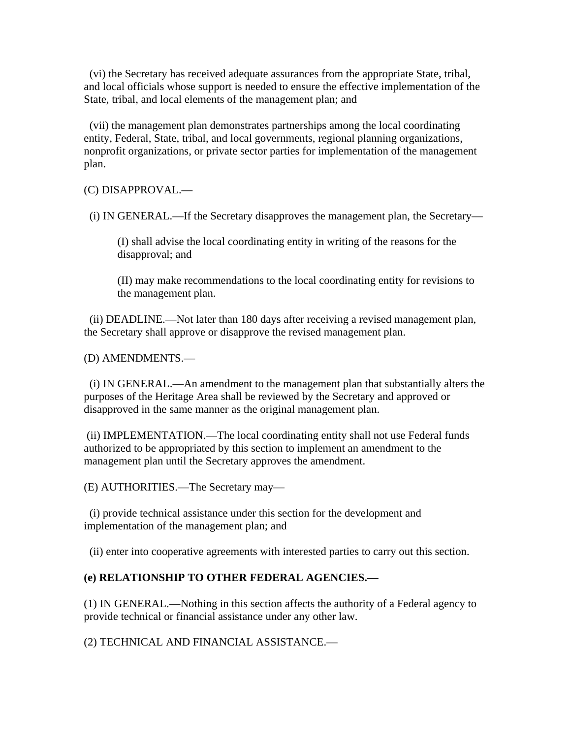(vi) the Secretary has received adequate assurances from the appropriate State, tribal, and local officials whose support is needed to ensure the effective implementation of the State, tribal, and local elements of the management plan; and

(vii) the management plan demonstrates partnerships among the local coordinating entity, Federal, State, tribal, and local governments, regional planning organizations, nonprofit organizations, or private sector parties for implementation of the management plan.

(C) DISAPPROVAL.—

(i) IN GENERAL.—If the Secretary disapproves the management plan, the Secretary—

(I) shall advise the local coordinating entity in writing of the reasons for the disapproval; and

(II) may make recommendations to the local coordinating entity for revisions to the management plan.

(ii) DEADLINE.—Not later than 180 days after receiving a revised management plan, the Secretary shall approve or disapprove the revised management plan.

(D) AMENDMENTS.—

(i) IN GENERAL.—An amendment to the management plan that substantially alters the purposes of the Heritage Area shall be reviewed by the Secretary and approved or disapproved in the same manner as the original management plan.

(ii) IMPLEMENTATION.—The local coordinating entity shall not use Federal funds authorized to be appropriated by this section to implement an amendment to the management plan until the Secretary approves the amendment.

(E) AUTHORITIES.—The Secretary may—

(i) provide technical assistance under this section for the development and implementation of the management plan; and

(ii) enter into cooperative agreements with interested parties to carry out this section.

**(e) RELATIONSHIP TO OTHER FEDERAL AGENCIES.—**

(1) IN GENERAL.—Nothing in this section affects the authority of a Federal agency to provide technical or financial assistance under any other law.

(2) TECHNICAL AND FINANCIAL ASSISTANCE.—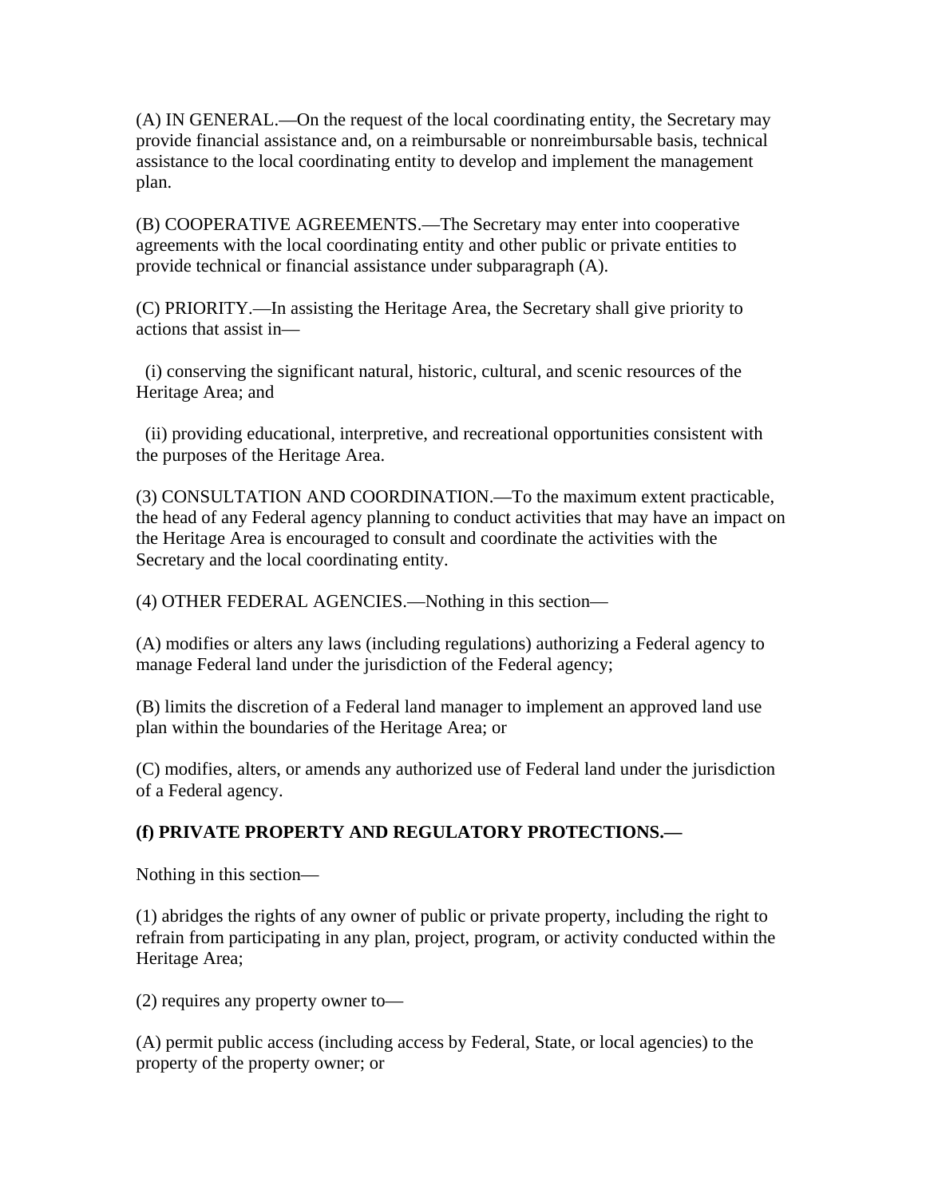(A) IN GENERAL.—On the request of the local coordinating entity, the Secretary may provide financial assistance and, on a reimbursable or nonreimbursable basis, technical assistance to the local coordinating entity to develop and implement the management plan.

(B) COOPERATIVE AGREEMENTS.—The Secretary may enter into cooperative agreements with the local coordinating entity and other public or private entities to provide technical or financial assistance under subparagraph (A).

(C) PRIORITY.—In assisting the Heritage Area, the Secretary shall give priority to actions that assist in—

(i) conserving the significant natural, historic, cultural, and scenic resources of the Heritage Area; and

(ii) providing educational, interpretive, and recreational opportunities consistent with the purposes of the Heritage Area.

(3) CONSULTATION AND COORDINATION.—To the maximum extent practicable, the head of any Federal agency planning to conduct activities that may have an impact on the Heritage Area is encouraged to consult and coordinate the activities with the Secretary and the local coordinating entity.

(4) OTHER FEDERAL AGENCIES.—Nothing in this section—

(A) modifies or alters any laws (including regulations) authorizing a Federal agency to manage Federal land under the jurisdiction of the Federal agency;

(B) limits the discretion of a Federal land manager to implement an approved land use plan within the boundaries of the Heritage Area; or

(C) modifies, alters, or amends any authorized use of Federal land under the jurisdiction of a Federal agency.

**(f) PRIVATE PROPERTY AND REGULATORY PROTECTIONS.—**

Nothing in this section—

(1) abridges the rights of any owner of public or private property, including the right to refrain from participating in any plan, project, program, or activity conducted within the Heritage Area;

(2) requires any property owner to—

(A) permit public access (including access by Federal, State, or local agencies) to the property of the property owner; or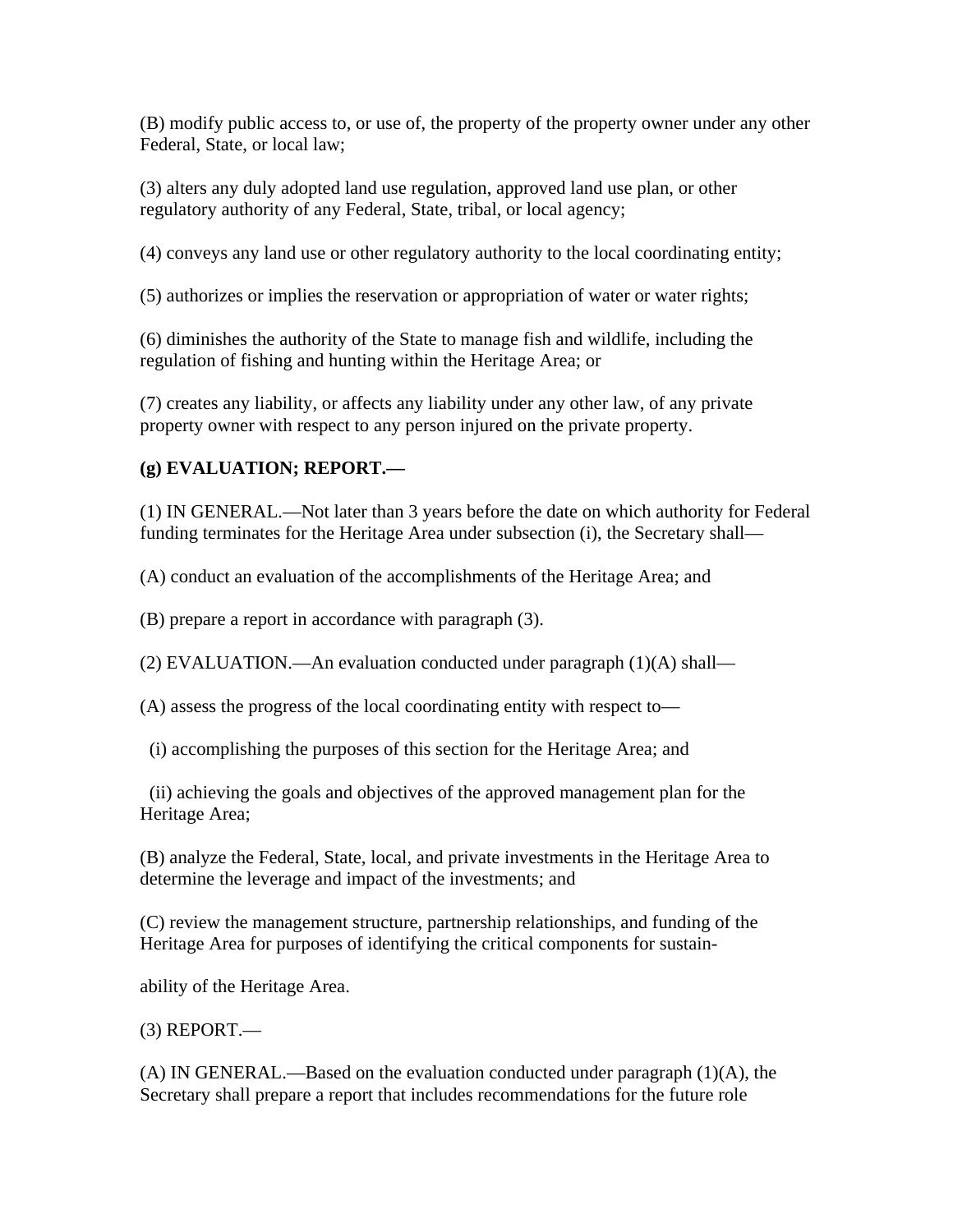(B) modify public access to, or use of, the property of the property owner under any other Federal, State, or local law;

(3) alters any duly adopted land use regulation, approved land use plan, or other regulatory authority of any Federal, State, tribal, or local agency;

(4) conveys any land use or other regulatory authority to the local coordinating entity;

(5) authorizes or implies the reservation or appropriation of water or water rights;

(6) diminishes the authority of the State to manage fish and wildlife, including the regulation of fishing and hunting within the Heritage Area; or

(7) creates any liability, or affects any liability under any other law, of any private property owner with respect to any person injured on the private property.

**(g) EVALUATION; REPORT.—**

(1) IN GENERAL.—Not later than 3 years before the date on which authority for Federal funding terminates for the Heritage Area under subsection (i), the Secretary shall—

(A) conduct an evaluation of the accomplishments of the Heritage Area; and

(B) prepare a report in accordance with paragraph (3).

(2) EVALUATION.—An evaluation conducted under paragraph (1)(A) shall—

(A) assess the progress of the local coordinating entity with respect to—

(i) accomplishing the purposes of this section for the Heritage Area; and

(ii) achieving the goals and objectives of the approved management plan for the Heritage Area;

(B) analyze the Federal, State, local, and private investments in the Heritage Area to determine the leverage and impact of the investments; and

(C) review the management structure, partnership relationships, and funding of the Heritage Area for purposes of identifying the critical components for sustainability of the Heritage Area.

(3) REPORT.—

(A) IN GENERAL.—Based on the evaluation conducted under paragraph (1)(A), the Secretary shall prepare a report that includes recommendations for the future role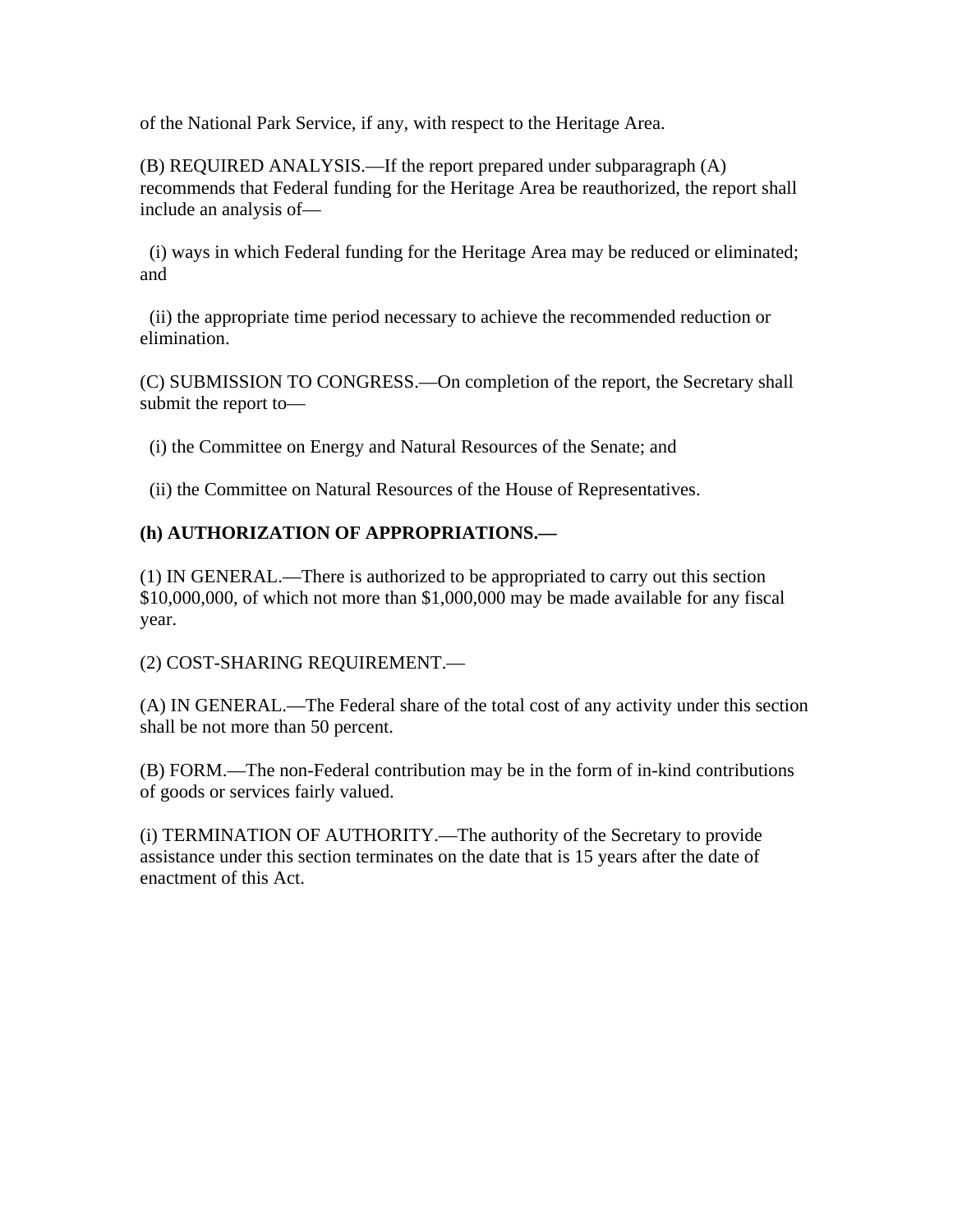of the National Park Service, if any, with respect to the Heritage Area.

(B) REQUIRED ANALYSIS.—If the report prepared under subparagraph (A) recommends that Federal funding for the Heritage Area be reauthorized, the report shall include an analysis of—

(i) ways in which Federal funding for the Heritage Area may be reduced or eliminated; and

(ii) the appropriate time period necessary to achieve the recommended reduction or elimination.

(C) SUBMISSION TO CONGRESS.—On completion of the report, the Secretary shall submit the report to—

(i) the Committee on Energy and Natural Resources of the Senate; and

(ii) the Committee on Natural Resources of the House of Representatives.

**(h) AUTHORIZATION OF APPROPRIATIONS.—**

(1) IN GENERAL.—There is authorized to be appropriated to carry out this section $10,000,000, of which not more than $1,000,000 may be made available for any fiscal year.

(2) COST-SHARING REQUIREMENT.—

(A) IN GENERAL.—The Federal share of the total cost of any activity under this section shall be not more than 50 percent.

(B) FORM.—The non-Federal contribution may be in the form of in-kind contributions of goods or services fairly valued.

(i) TERMINATION OF AUTHORITY.—The authority of the Secretary to provide assistance under this section terminates on the date that is 15 years after the date of enactment of this Act.